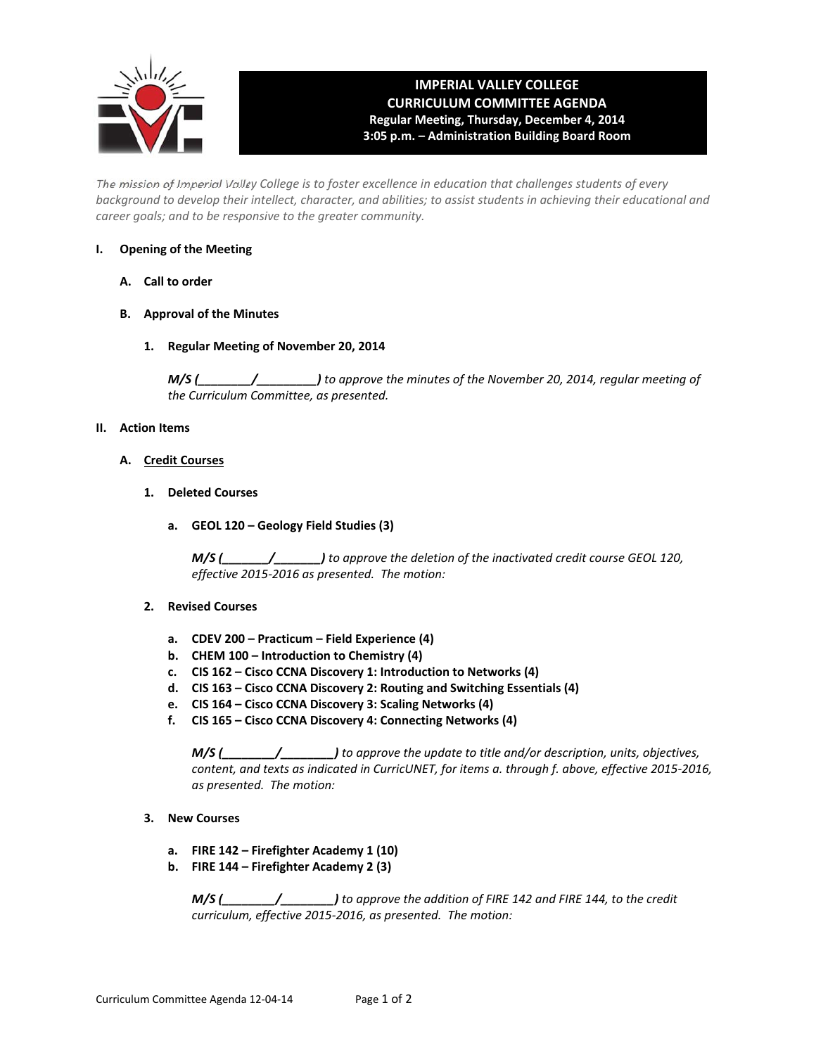# IMPERIAL VALLEY COLLEGE
## CURRICULUM COMMITTEE AGENDA
**Regular Meeting, Thursday, December 4, 2014**
**3:05 p.m. – Administration Building Board Room**

*The mission of Imperial Valley College is to foster excellence in education that challenges students of every background to develop their intellect, character, and abilities; to assist students in achieving their educational and career goals; and to be responsive to the greater community.*

**I. Opening of the Meeting**

**A. Call to order**

**B. Approval of the Minutes**

**1. Regular Meeting of November 20, 2014**

***M/S (________/________)*** *to approve the minutes of the November 20, 2014, regular meeting of the Curriculum Committee, as presented.*

**II. Action Items**

**A. Credit Courses**

**1. Deleted Courses**

**a. GEOL 120 – Geology Field Studies (3)**

***M/S (_______/_______)*** *to approve the deletion of the inactivated credit course GEOL 120, effective 2015-2016 as presented. The motion:*

**2. Revised Courses**

- **a. CDEV 200 – Practicum – Field Experience (4)**
- **b. CHEM 100 – Introduction to Chemistry (4)**
- **c. CIS 162 – Cisco CCNA Discovery 1: Introduction to Networks (4)**
- **d. CIS 163 – Cisco CCNA Discovery 2: Routing and Switching Essentials (4)**
- **e. CIS 164 – Cisco CCNA Discovery 3: Scaling Networks (4)**
- **f. CIS 165 – Cisco CCNA Discovery 4: Connecting Networks (4)**

***M/S (________/________)*** *to approve the update to title and/or description, units, objectives, content, and texts as indicated in CurricUNET, for items a. through f. above, effective 2015-2016, as presented. The motion:*

**3. New Courses**

- **a. FIRE 142 – Firefighter Academy 1 (10)**
- **b. FIRE 144 – Firefighter Academy 2 (3)**

***M/S (________/________)*** *to approve the addition of FIRE 142 and FIRE 144, to the credit curriculum, effective 2015-2016, as presented. The motion:*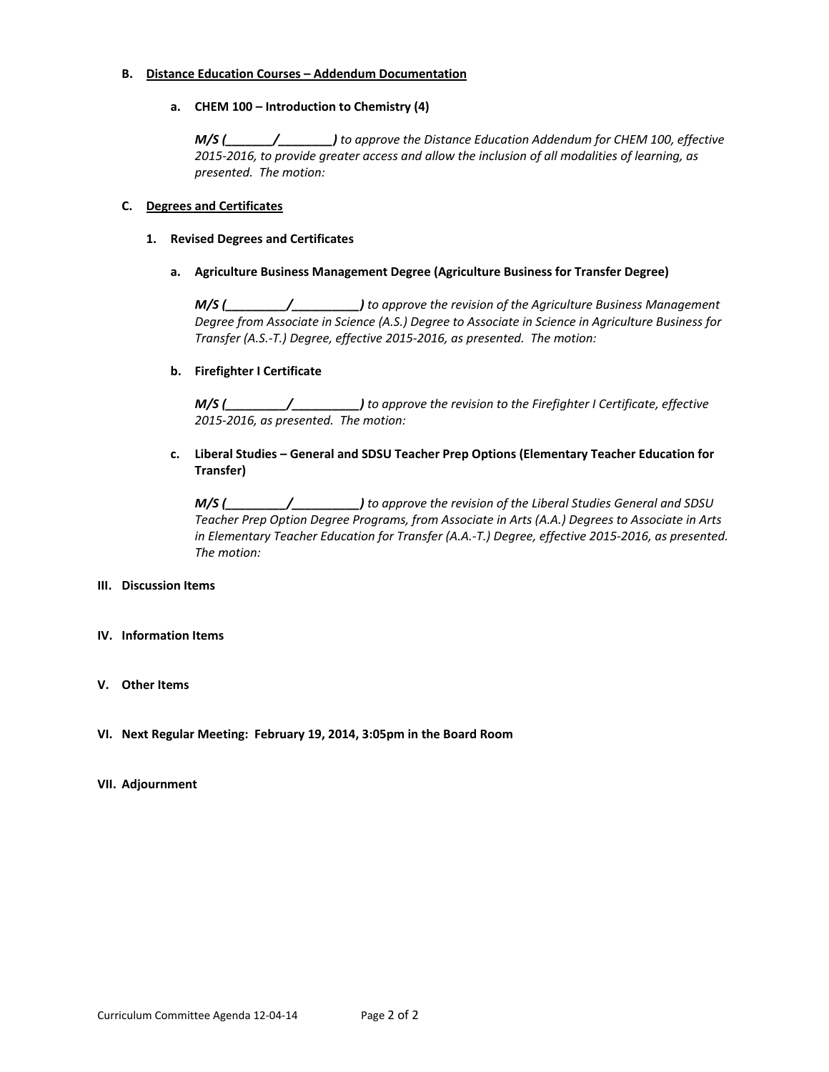**B. Distance Education Courses – Addendum Documentation**

**a. CHEM 100 – Introduction to Chemistry (4)**

***M/S (_______/________)*** *to approve the Distance Education Addendum for CHEM 100, effective 2015-2016, to provide greater access and allow the inclusion of all modalities of learning, as presented. The motion:*

**C. Degrees and Certificates**

**1. Revised Degrees and Certificates**

**a. Agriculture Business Management Degree (Agriculture Business for Transfer Degree)**

***M/S (_________/__________)*** *to approve the revision of the Agriculture Business Management Degree from Associate in Science (A.S.) Degree to Associate in Science in Agriculture Business for Transfer (A.S.-T.) Degree, effective 2015-2016, as presented. The motion:*

**b. Firefighter I Certificate**

***M/S (_________/__________)*** *to approve the revision to the Firefighter I Certificate, effective 2015-2016, as presented. The motion:*

**c. Liberal Studies – General and SDSU Teacher Prep Options (Elementary Teacher Education for Transfer)**

***M/S (_________/__________)*** *to approve the revision of the Liberal Studies General and SDSU Teacher Prep Option Degree Programs, from Associate in Arts (A.A.) Degrees to Associate in Arts in Elementary Teacher Education for Transfer (A.A.-T.) Degree, effective 2015-2016, as presented. The motion:*

**III. Discussion Items**

**IV. Information Items**

**V. Other Items**

**VI. Next Regular Meeting: February 19, 2014, 3:05pm in the Board Room**

**VII. Adjournment**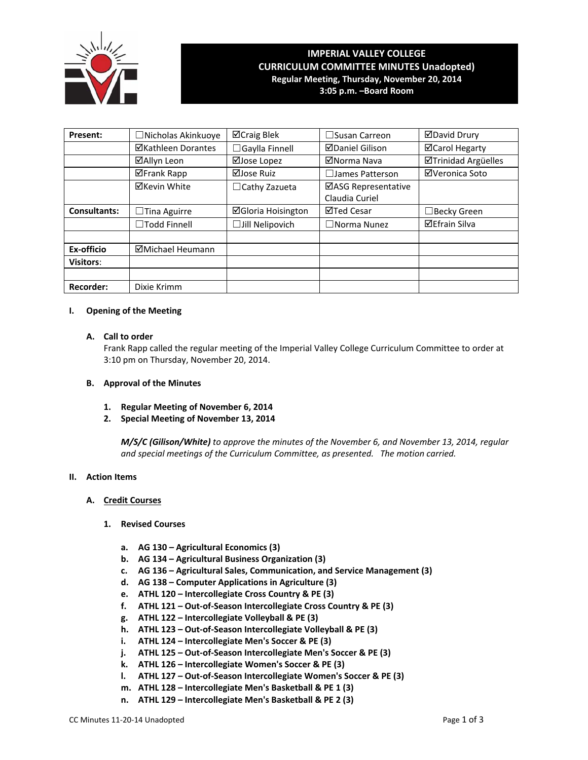# IMPERIAL VALLEY COLLEGE
## CURRICULUM COMMITTEE MINUTES Unadopted)
### Regular Meeting, Thursday, November 20, 2014
### 3:05 p.m. –Board Room

| Present: | ☐Nicholas Akinkuoye | ☑Craig Blek | ☐Susan Carreon | ☑David Drury |
|---|---|---|---|---|
| | ☑Kathleen Dorantes | ☐Gaylla Finnell | ☑Daniel Gilison | ☑Carol Hegarty |
| | ☑Allyn Leon | ☑Jose Lopez | ☑Norma Nava | ☑Trinidad Argüelles |
| | ☑Frank Rapp | ☑Jose Ruiz | ☐James Patterson | ☑Veronica Soto |
| | ☑Kevin White | ☐Cathy Zazueta | ☑ASG Representative Claudia Curiel | |
| Consultants: | ☐Tina Aguirre | ☑Gloria Hoisington | ☑Ted Cesar | ☐Becky Green |
| | ☐Todd Finnell | ☐Jill Nelipovich | ☐Norma Nunez | ☑Efrain Silva |
| | | | | |
| Ex-officio | ☑Michael Heumann | | | |
| Visitors: | | | | |
| | | | | |
| Recorder: | Dixie Krimm | | | |

## I. Opening of the Meeting

### A. Call to order

Frank Rapp called the regular meeting of the Imperial Valley College Curriculum Committee to order at 3:10 pm on Thursday, November 20, 2014.

### B. Approval of the Minutes

1. **Regular Meeting of November 6, 2014**
2. **Special Meeting of November 13, 2014**

***M/S/C (Gilison/White)*** *to approve the minutes of the November 6, and November 13, 2014, regular and special meetings of the Curriculum Committee, as presented. The motion carried.*

## II. Action Items

### A. Credit Courses

#### 1. Revised Courses

a. **AG 130 – Agricultural Economics (3)**
b. **AG 134 – Agricultural Business Organization (3)**
c. **AG 136 – Agricultural Sales, Communication, and Service Management (3)**
d. **AG 138 – Computer Applications in Agriculture (3)**
e. **ATHL 120 – Intercollegiate Cross Country & PE (3)**
f. **ATHL 121 – Out-of-Season Intercollegiate Cross Country & PE (3)**
g. **ATHL 122 – Intercollegiate Volleyball & PE (3)**
h. **ATHL 123 – Out-of-Season Intercollegiate Volleyball & PE (3)**
i. **ATHL 124 – Intercollegiate Men's Soccer & PE (3)**
j. **ATHL 125 – Out-of-Season Intercollegiate Men's Soccer & PE (3)**
k. **ATHL 126 – Intercollegiate Women's Soccer & PE (3)**
l. **ATHL 127 – Out-of-Season Intercollegiate Women's Soccer & PE (3)**
m. **ATHL 128 – Intercollegiate Men's Basketball & PE 1 (3)**
n. **ATHL 129 – Intercollegiate Men's Basketball & PE 2 (3)**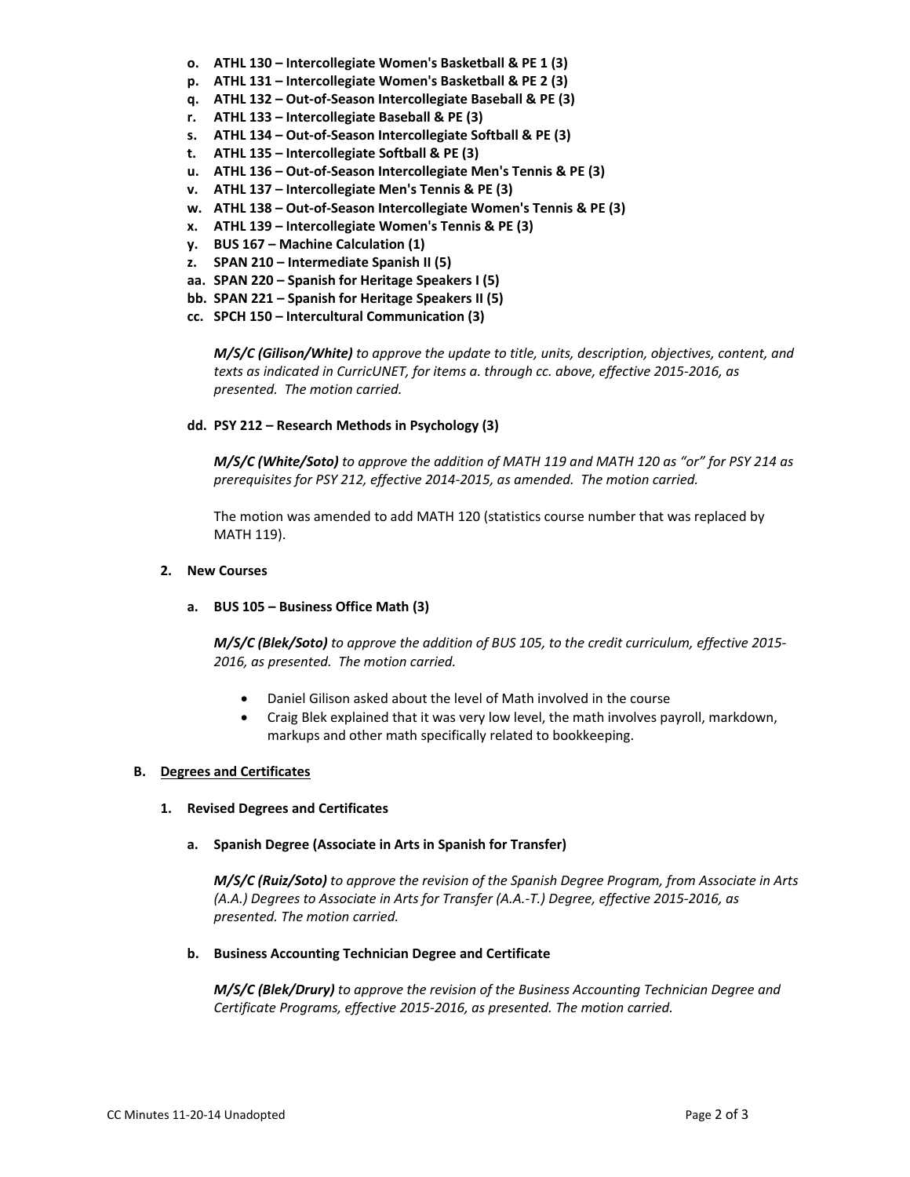- **o. ATHL 130 – Intercollegiate Women's Basketball & PE 1 (3)**
- **p. ATHL 131 – Intercollegiate Women's Basketball & PE 2 (3)**
- **q. ATHL 132 – Out-of-Season Intercollegiate Baseball & PE (3)**
- **r. ATHL 133 – Intercollegiate Baseball & PE (3)**
- **s. ATHL 134 – Out-of-Season Intercollegiate Softball & PE (3)**
- **t. ATHL 135 – Intercollegiate Softball & PE (3)**
- **u. ATHL 136 – Out-of-Season Intercollegiate Men's Tennis & PE (3)**
- **v. ATHL 137 – Intercollegiate Men's Tennis & PE (3)**
- **w. ATHL 138 – Out-of-Season Intercollegiate Women's Tennis & PE (3)**
- **x. ATHL 139 – Intercollegiate Women's Tennis & PE (3)**
- **y. BUS 167 – Machine Calculation (1)**
- **z. SPAN 210 – Intermediate Spanish II (5)**
- **aa. SPAN 220 – Spanish for Heritage Speakers I (5)**
- **bb. SPAN 221 – Spanish for Heritage Speakers II (5)**
- **cc. SPCH 150 – Intercultural Communication (3)**

***M/S/C (Gilison/White)*** *to approve the update to title, units, description, objectives, content, and texts as indicated in CurricUNET, for items a. through cc. above, effective 2015-2016, as presented. The motion carried.*

**dd. PSY 212 – Research Methods in Psychology (3)**

***M/S/C (White/Soto)*** *to approve the addition of MATH 119 and MATH 120 as "or" for PSY 214 as prerequisites for PSY 212, effective 2014-2015, as amended. The motion carried.*

The motion was amended to add MATH 120 (statistics course number that was replaced by MATH 119).

**2. New Courses**

**a. BUS 105 – Business Office Math (3)**

***M/S/C (Blek/Soto)*** *to approve the addition of BUS 105, to the credit curriculum, effective 2015-2016, as presented. The motion carried.*

- Daniel Gilison asked about the level of Math involved in the course
- Craig Blek explained that it was very low level, the math involves payroll, markdown, markups and other math specifically related to bookkeeping.

**B. <u>Degrees and Certificates</u>**

**1. Revised Degrees and Certificates**

**a. Spanish Degree (Associate in Arts in Spanish for Transfer)**

***M/S/C (Ruiz/Soto)*** *to approve the revision of the Spanish Degree Program, from Associate in Arts (A.A.) Degrees to Associate in Arts for Transfer (A.A.-T.) Degree, effective 2015-2016, as presented. The motion carried.*

**b. Business Accounting Technician Degree and Certificate**

***M/S/C (Blek/Drury)*** *to approve the revision of the Business Accounting Technician Degree and Certificate Programs, effective 2015-2016, as presented. The motion carried.*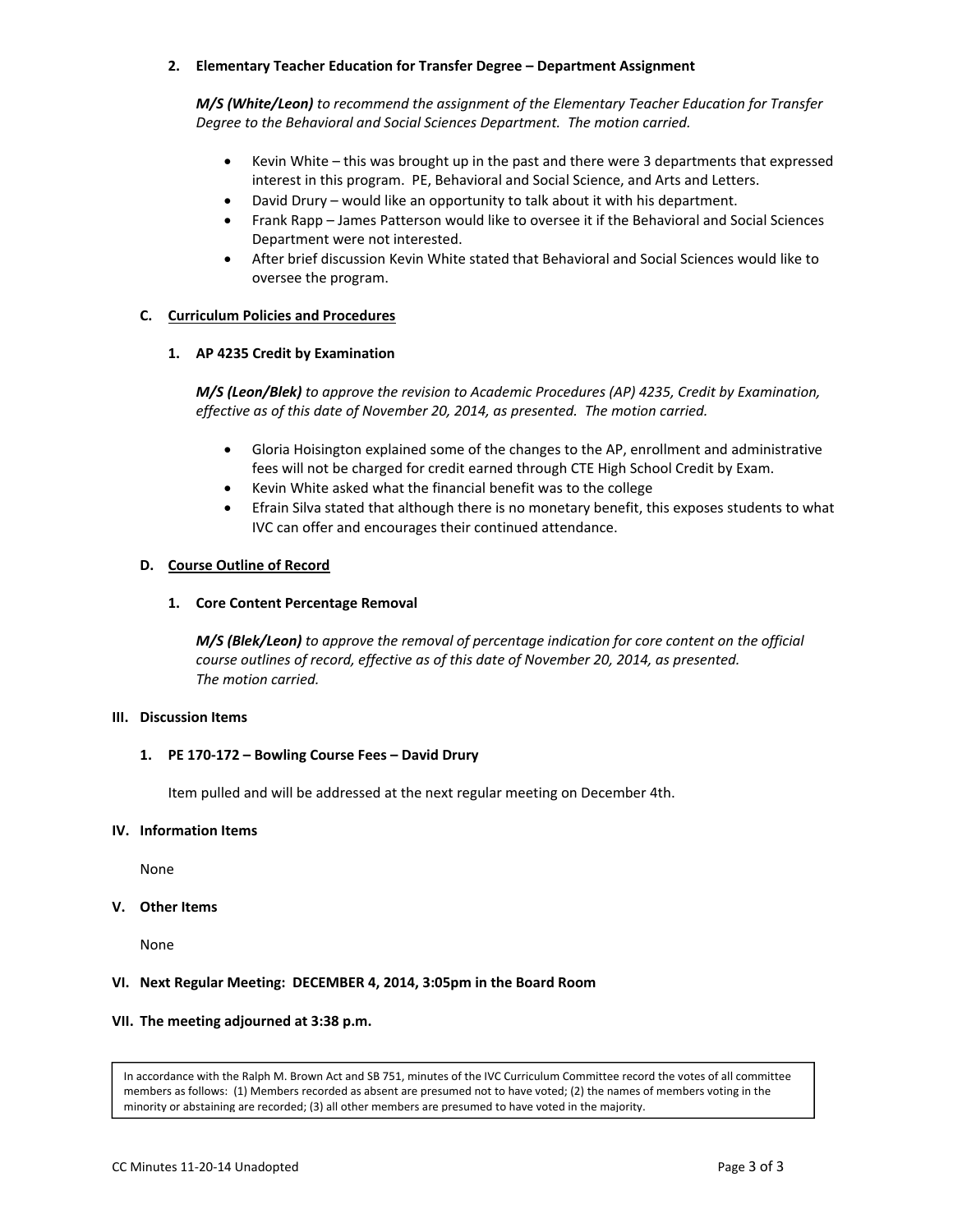**2. Elementary Teacher Education for Transfer Degree – Department Assignment**

***M/S (White/Leon)*** *to recommend the assignment of the Elementary Teacher Education for Transfer Degree to the Behavioral and Social Sciences Department. The motion carried.*

- Kevin White – this was brought up in the past and there were 3 departments that expressed interest in this program. PE, Behavioral and Social Science, and Arts and Letters.
- David Drury – would like an opportunity to talk about it with his department.
- Frank Rapp – James Patterson would like to oversee it if the Behavioral and Social Sciences Department were not interested.
- After brief discussion Kevin White stated that Behavioral and Social Sciences would like to oversee the program.

**C. Curriculum Policies and Procedures**

**1. AP 4235 Credit by Examination**

***M/S (Leon/Blek)*** *to approve the revision to Academic Procedures (AP) 4235, Credit by Examination, effective as of this date of November 20, 2014, as presented. The motion carried.*

- Gloria Hoisington explained some of the changes to the AP, enrollment and administrative fees will not be charged for credit earned through CTE High School Credit by Exam.
- Kevin White asked what the financial benefit was to the college
- Efrain Silva stated that although there is no monetary benefit, this exposes students to what IVC can offer and encourages their continued attendance.

**D. Course Outline of Record**

**1. Core Content Percentage Removal**

***M/S (Blek/Leon)*** *to approve the removal of percentage indication for core content on the official course outlines of record, effective as of this date of November 20, 2014, as presented. The motion carried.*

## III. Discussion Items

**1. PE 170-172 – Bowling Course Fees – David Drury**

Item pulled and will be addressed at the next regular meeting on December 4th.

## IV. Information Items

None

## V. Other Items

None

## VI. Next Regular Meeting: DECEMBER 4, 2014, 3:05pm in the Board Room

## VII. The meeting adjourned at 3:38 p.m.

In accordance with the Ralph M. Brown Act and SB 751, minutes of the IVC Curriculum Committee record the votes of all committee members as follows: (1) Members recorded as absent are presumed not to have voted; (2) the names of members voting in the minority or abstaining are recorded; (3) all other members are presumed to have voted in the majority.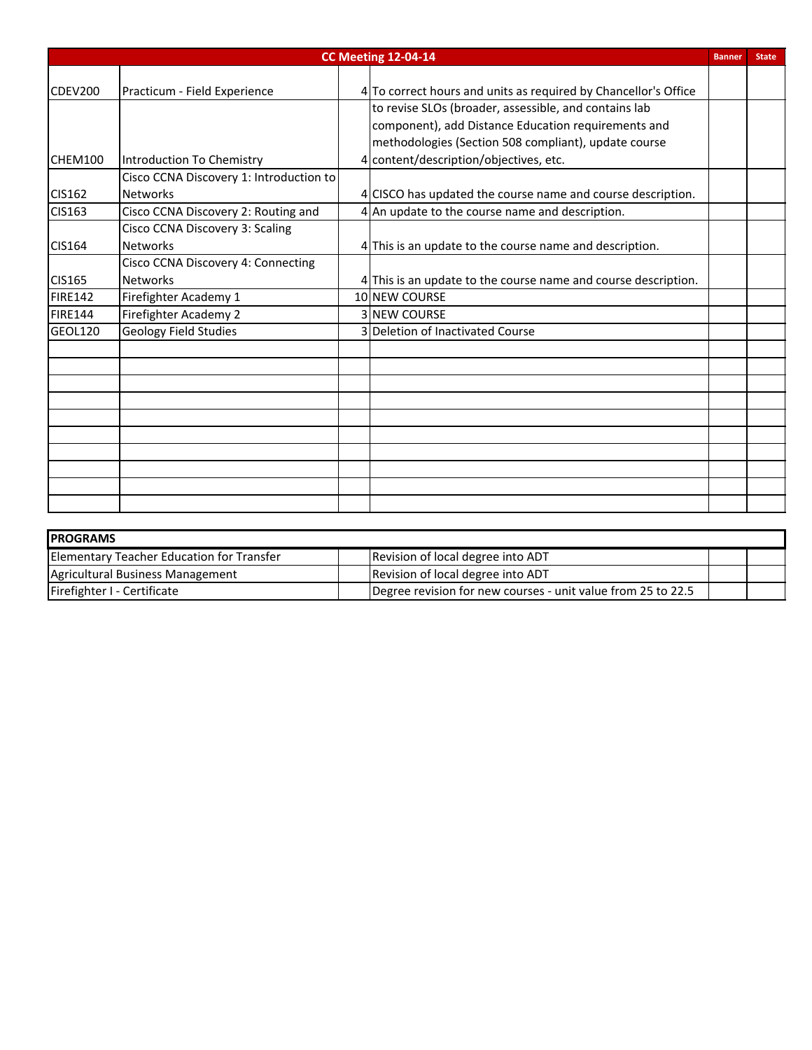| CC Meeting 12-04-14 | | | | Banner | State |
|---|---|---|---|---|---|
| CDEV200 | Practicum - Field Experience | 4 | To correct hours and units as required by Chancellor's Office | | |
| CHEM100 | Introduction To Chemistry | 4 | to revise SLOs (broader, assessible, and contains lab component), add Distance Education requirements and methodologies (Section 508 compliant), update course content/description/objectives, etc. | | |
| CIS162 | Cisco CCNA Discovery 1: Introduction to Networks | 4 | CISCO has updated the course name and course description. | | |
| CIS163 | Cisco CCNA Discovery 2: Routing and | 4 | An update to the course name and description. | | |
| CIS164 | Cisco CCNA Discovery 3: Scaling Networks | 4 | This is an update to the course name and description. | | |
| CIS165 | Cisco CCNA Discovery 4: Connecting Networks | 4 | This is an update to the course name and course description. | | |
| FIRE142 | Firefighter Academy 1 | 10 | NEW COURSE | | |
| FIRE144 | Firefighter Academy 2 | 3 | NEW COURSE | | |
| GEOL120 | Geology Field Studies | 3 | Deletion of Inactivated Course | | |
| | | | | | |
| | | | | | |
| | | | | | |
| | | | | | |
| | | | | | |
| | | | | | |
| | | | | | |
| | | | | | |
| | | | | | |
| | | | | | |

| PROGRAMS | | | | |
|---|---|---|---|---|
| Elementary Teacher Education for Transfer | | Revision of local degree into ADT | | |
| Agricultural Business Management | | Revision of local degree into ADT | | |
| Firefighter I - Certificate | | Degree revision for new courses - unit value from 25 to 22.5 | | |